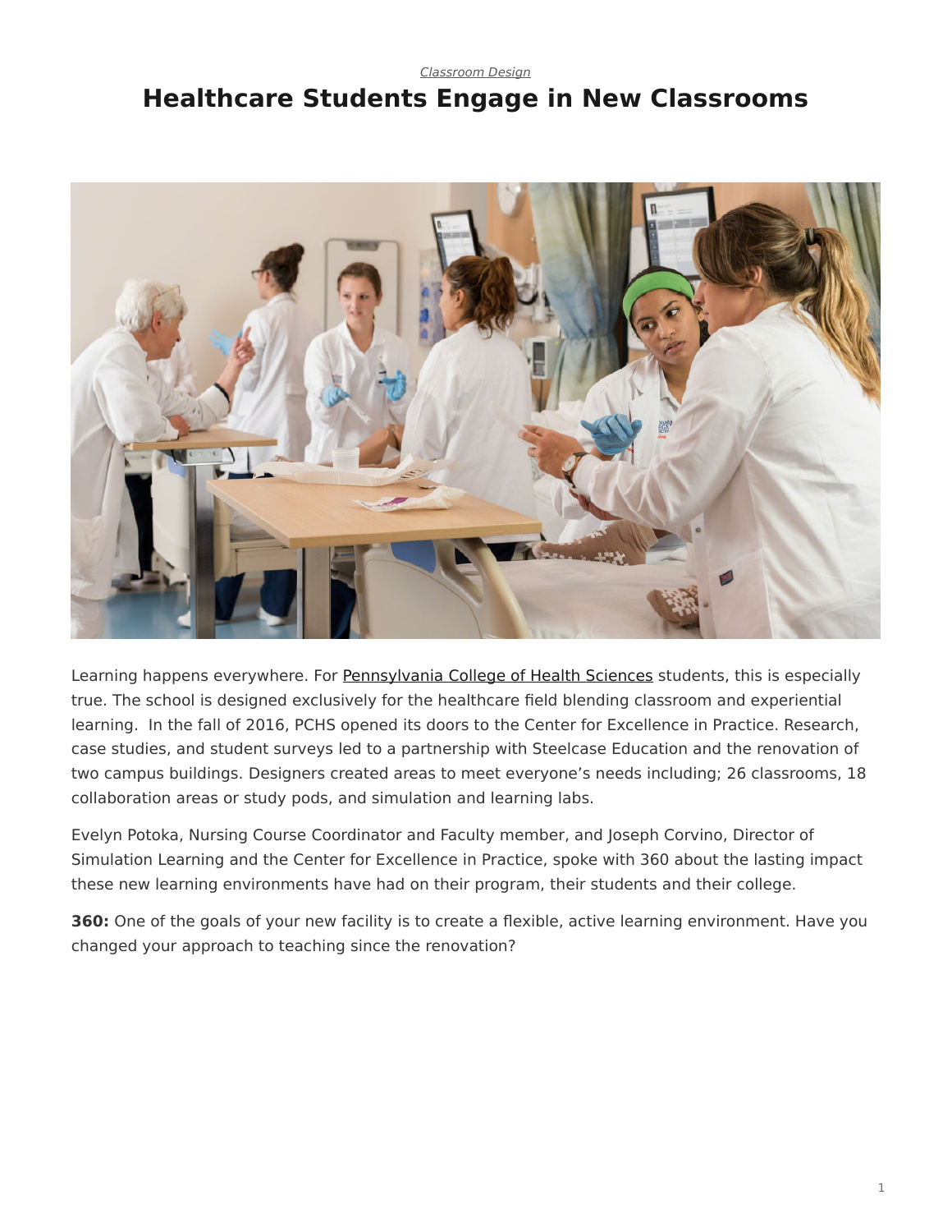*Classroom Design*

# Healthcare Students Engage in New Classrooms

Learning happens everywhere. For Pennsylvania College of Health Sciences students, this is especially true. The school is designed exclusively for the healthcare field blending classroom and experiential learning.  In the fall of 2016, PCHS opened its doors to the Center for Excellence in Practice. Research, case studies, and student surveys led to a partnership with Steelcase Education and the renovation of two campus buildings. Designers created areas to meet everyone's needs including; 26 classrooms, 18 collaboration areas or study pods, and simulation and learning labs.

Evelyn Potoka, Nursing Course Coordinator and Faculty member, and Joseph Corvino, Director of Simulation Learning and the Center for Excellence in Practice, spoke with 360 about the lasting impact these new learning environments have had on their program, their students and their college.

**360:** One of the goals of your new facility is to create a flexible, active learning environment. Have you changed your approach to teaching since the renovation?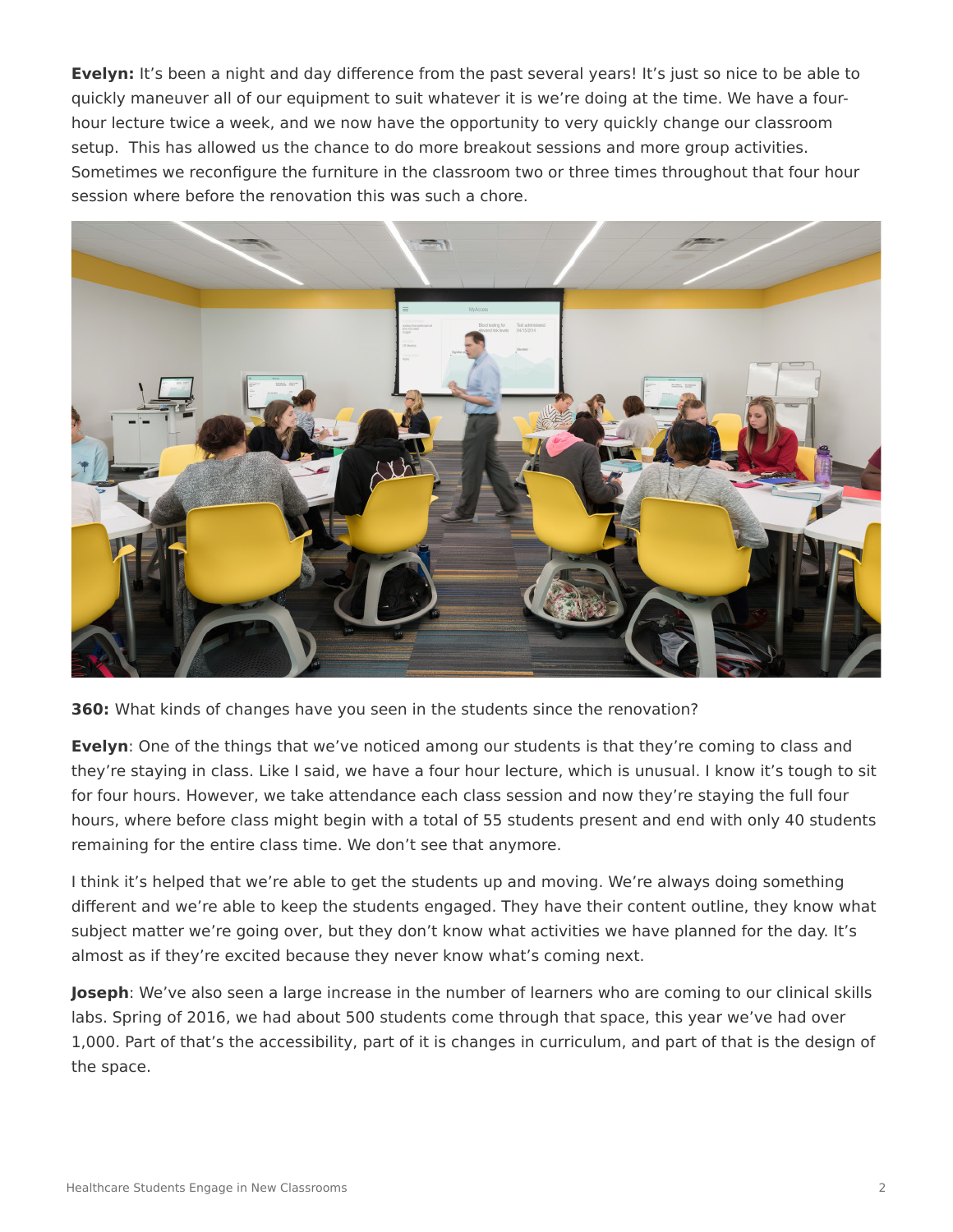**Evelyn:** It's been a night and day difference from the past several years! It's just so nice to be able to quickly maneuver all of our equipment to suit whatever it is we're doing at the time. We have a four-hour lecture twice a week, and we now have the opportunity to very quickly change our classroom setup. This has allowed us the chance to do more breakout sessions and more group activities. Sometimes we reconfigure the furniture in the classroom two or three times throughout that four hour session where before the renovation this was such a chore.

**360:** What kinds of changes have you seen in the students since the renovation?

**Evelyn**: One of the things that we've noticed among our students is that they're coming to class and they're staying in class. Like I said, we have a four hour lecture, which is unusual. I know it's tough to sit for four hours. However, we take attendance each class session and now they're staying the full four hours, where before class might begin with a total of 55 students present and end with only 40 students remaining for the entire class time. We don't see that anymore.

I think it's helped that we're able to get the students up and moving. We're always doing something different and we're able to keep the students engaged. They have their content outline, they know what subject matter we're going over, but they don't know what activities we have planned for the day. It's almost as if they're excited because they never know what's coming next.

**Joseph**: We've also seen a large increase in the number of learners who are coming to our clinical skills labs. Spring of 2016, we had about 500 students come through that space, this year we've had over 1,000. Part of that's the accessibility, part of it is changes in curriculum, and part of that is the design of the space.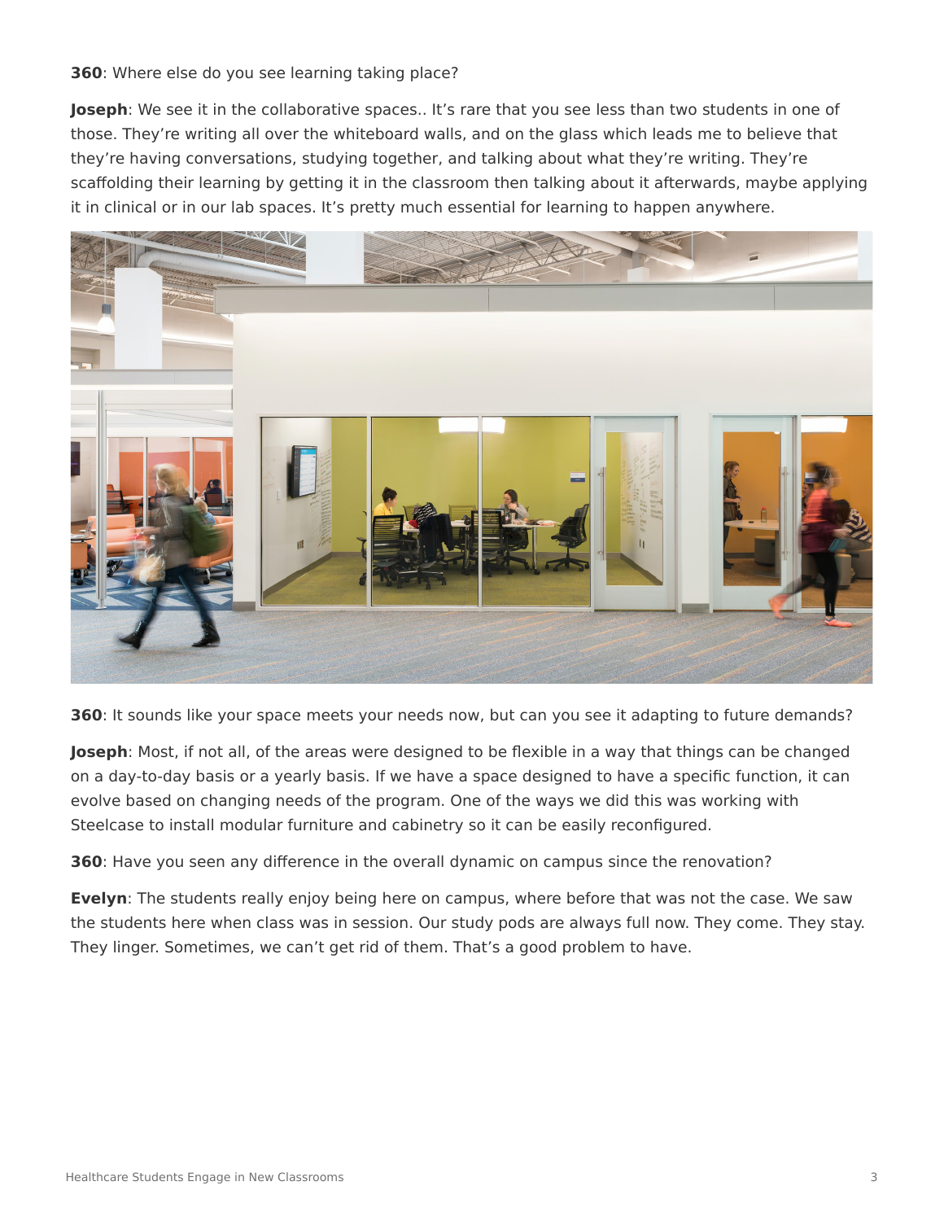**360**: Where else do you see learning taking place?

**Joseph**: We see it in the collaborative spaces.. It's rare that you see less than two students in one of those. They're writing all over the whiteboard walls, and on the glass which leads me to believe that they're having conversations, studying together, and talking about what they're writing. They're scaffolding their learning by getting it in the classroom then talking about it afterwards, maybe applying it in clinical or in our lab spaces. It's pretty much essential for learning to happen anywhere.

**360**: It sounds like your space meets your needs now, but can you see it adapting to future demands?

**Joseph**: Most, if not all, of the areas were designed to be flexible in a way that things can be changed on a day-to-day basis or a yearly basis. If we have a space designed to have a specific function, it can evolve based on changing needs of the program. One of the ways we did this was working with Steelcase to install modular furniture and cabinetry so it can be easily reconfigured.

**360**: Have you seen any difference in the overall dynamic on campus since the renovation?

**Evelyn**: The students really enjoy being here on campus, where before that was not the case. We saw the students here when class was in session. Our study pods are always full now. They come. They stay. They linger. Sometimes, we can't get rid of them. That's a good problem to have.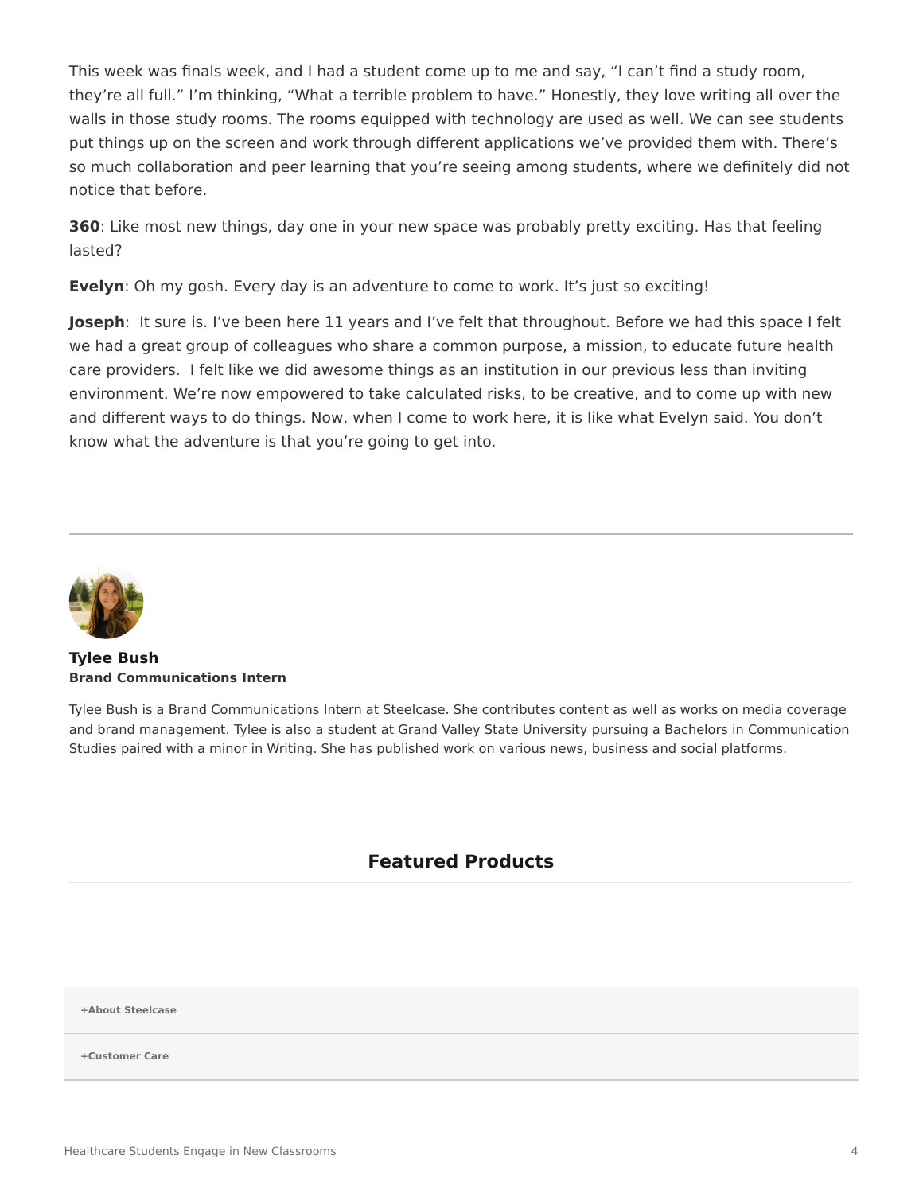This week was finals week, and I had a student come up to me and say, “I can’t find a study room, they’re all full.” I’m thinking, “What a terrible problem to have.” Honestly, they love writing all over the walls in those study rooms. The rooms equipped with technology are used as well. We can see students put things up on the screen and work through different applications we’ve provided them with. There’s so much collaboration and peer learning that you’re seeing among students, where we definitely did not notice that before.

**360**: Like most new things, day one in your new space was probably pretty exciting. Has that feeling lasted?

**Evelyn**: Oh my gosh. Every day is an adventure to come to work. It’s just so exciting!

**Joseph**: It sure is. I’ve been here 11 years and I’ve felt that throughout. Before we had this space I felt we had a great group of colleagues who share a common purpose, a mission, to educate future health care providers. I felt like we did awesome things as an institution in our previous less than inviting environment. We’re now empowered to take calculated risks, to be creative, and to come up with new and different ways to do things. Now, when I come to work here, it is like what Evelyn said. You don’t know what the adventure is that you’re going to get into.

---

**Tylee Bush**
**Brand Communications Intern**

Tylee Bush is a Brand Communications Intern at Steelcase. She contributes content as well as works on media coverage and brand management. Tylee is also a student at Grand Valley State University pursuing a Bachelors in Communication Studies paired with a minor in Writing. She has published work on various news, business and social platforms.

## Featured Products

**+About Steelcase**

**+Customer Care**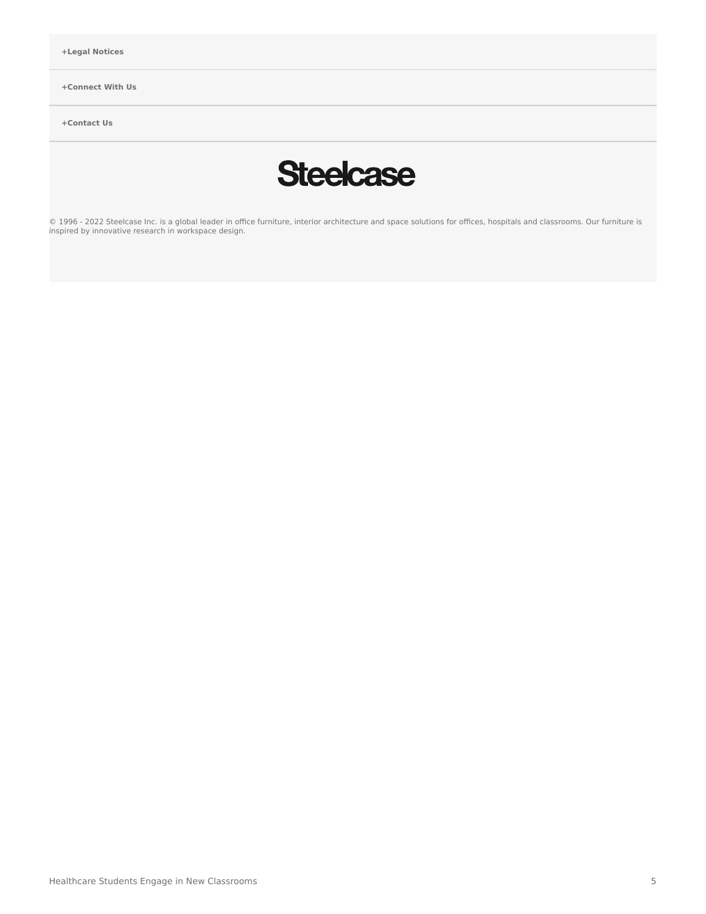**+Legal Notices**

**+Connect With Us**

**+Contact Us**

Steelcase

© 1996 - 2022 Steelcase Inc. is a global leader in office furniture, interior architecture and space solutions for offices, hospitals and classrooms. Our furniture is inspired by innovative research in workspace design.